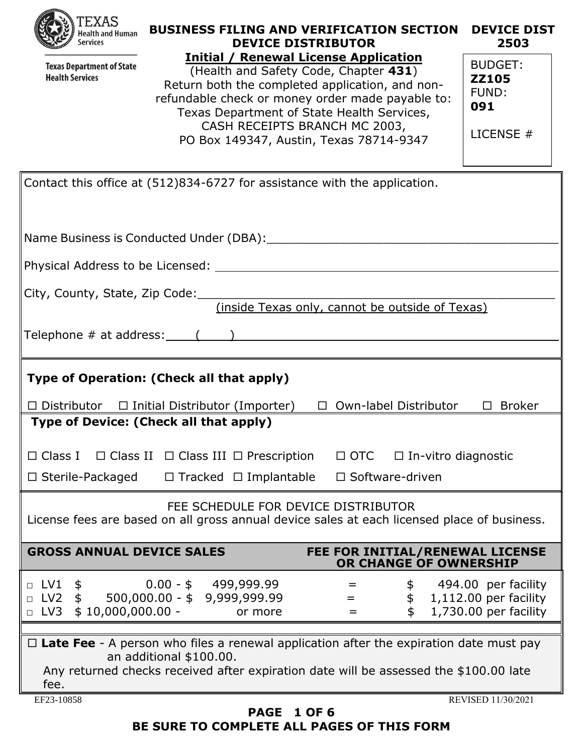Texas Health and Human Services

Texas Department of State Health Services

# BUSINESS FILING AND VERIFICATION SECTION DEVICE DISTRIBUTOR

## Initial / Renewal License Application

(Health and Safety Code, Chapter **431**)
Return both the completed application, and non-refundable check or money order made payable to:
Texas Department of State Health Services,
CASH RECEIPTS BRANCH MC 2003,
PO Box 149347, Austin, Texas 78714-9347

**DEVICE DIST 2503**

BUDGET: **ZZ105**
FUND: **091**

LICENSE #

Contact this office at (512)834-6727 for assistance with the application.

Name Business is Conducted Under (DBA):___________________________________

Physical Address to be Licensed: ___________________________________

City, County, State, Zip Code:___________________________________
(inside Texas only, cannot be outside of Texas)

Telephone # at address: (     ) ___________________________________

**Type of Operation: (Check all that apply)**

☐ Distributor ☐ Initial Distributor (Importer) ☐ Own-label Distributor ☐ Broker

**Type of Device: (Check all that apply)**

☐ Class I ☐ Class II ☐ Class III ☐ Prescription ☐ OTC ☐ In-vitro diagnostic

☐ Sterile-Packaged ☐ Tracked ☐ Implantable ☐ Software-driven

FEE SCHEDULE FOR DEVICE DISTRIBUTOR

License fees are based on all gross annual device sales at each licensed place of business.

| GROSS ANNUAL DEVICE SALES | | FEE FOR INITIAL/RENEWAL LICENSE OR CHANGE OF OWNERSHIP |
|---|---|---|
| □ LV1 $ 0.00 - $ 499,999.99 | = | $ 494.00 per facility |
| □ LV2 $ 500,000.00 - $ 9,999,999.99 | = | $ 1,112.00 per facility |
| □ LV3 $ 10,000,000.00 - or more | = | $ 1,730.00 per facility |

☐ **Late Fee** - A person who files a renewal application after the expiration date must pay an additional $100.00.

Any returned checks received after expiration date will be assessed the $100.00 late fee.

EF23-10858 REVISED 11/30/2021

BE SURE TO COMPLETE ALL PAGES OF THIS FORM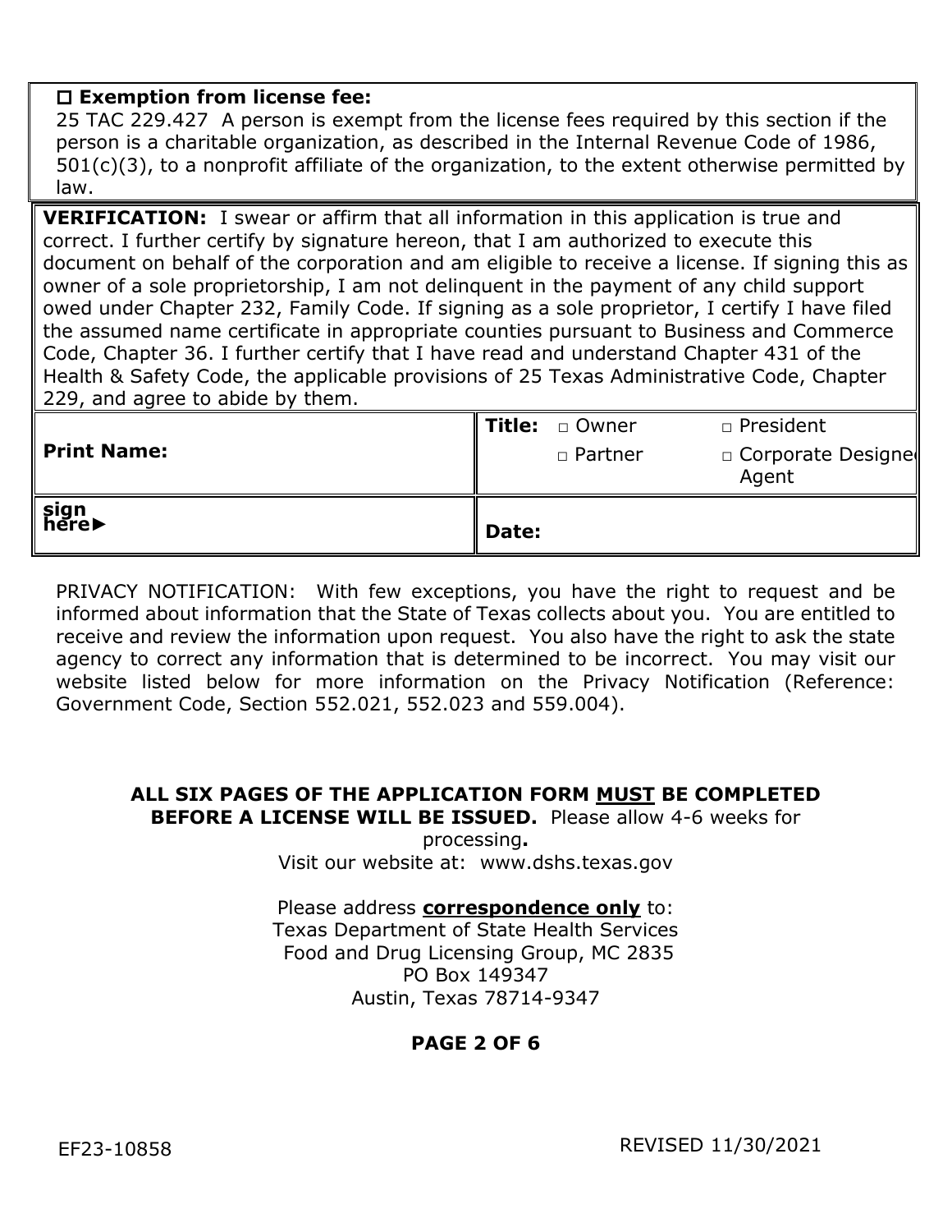☐ **Exemption from license fee:**
25 TAC 229.427 A person is exempt from the license fees required by this section if the person is a charitable organization, as described in the Internal Revenue Code of 1986, 501(c)(3), to a nonprofit affiliate of the organization, to the extent otherwise permitted by law.

**VERIFICATION:** I swear or affirm that all information in this application is true and correct. I further certify by signature hereon, that I am authorized to execute this document on behalf of the corporation and am eligible to receive a license. If signing this as owner of a sole proprietorship, I am not delinquent in the payment of any child support owed under Chapter 232, Family Code. If signing as a sole proprietor, I certify I have filed the assumed name certificate in appropriate counties pursuant to Business and Commerce Code, Chapter 36. I further certify that I have read and understand Chapter 431 of the Health & Safety Code, the applicable provisions of 25 Texas Administrative Code, Chapter 229, and agree to abide by them.

| **Print Name:** | **Title:** □ Owner □ Partner □ President □ Corporate Designed Agent |
|---|---|
| **sign here►** | **Date:** |

PRIVACY NOTIFICATION: With few exceptions, you have the right to request and be informed about information that the State of Texas collects about you. You are entitled to receive and review the information upon request. You also have the right to ask the state agency to correct any information that is determined to be incorrect. You may visit our website listed below for more information on the Privacy Notification (Reference: Government Code, Section 552.021, 552.023 and 559.004).

**ALL SIX PAGES OF THE APPLICATION FORM MUST BE COMPLETED BEFORE A LICENSE WILL BE ISSUED.** Please allow 4-6 weeks for processing**.**

Visit our website at: www.dshs.texas.gov

Please address **correspondence only** to:
Texas Department of State Health Services
Food and Drug Licensing Group, MC 2835
PO Box 149347
Austin, Texas 78714-9347

EF23-10858 REVISED 11/30/2021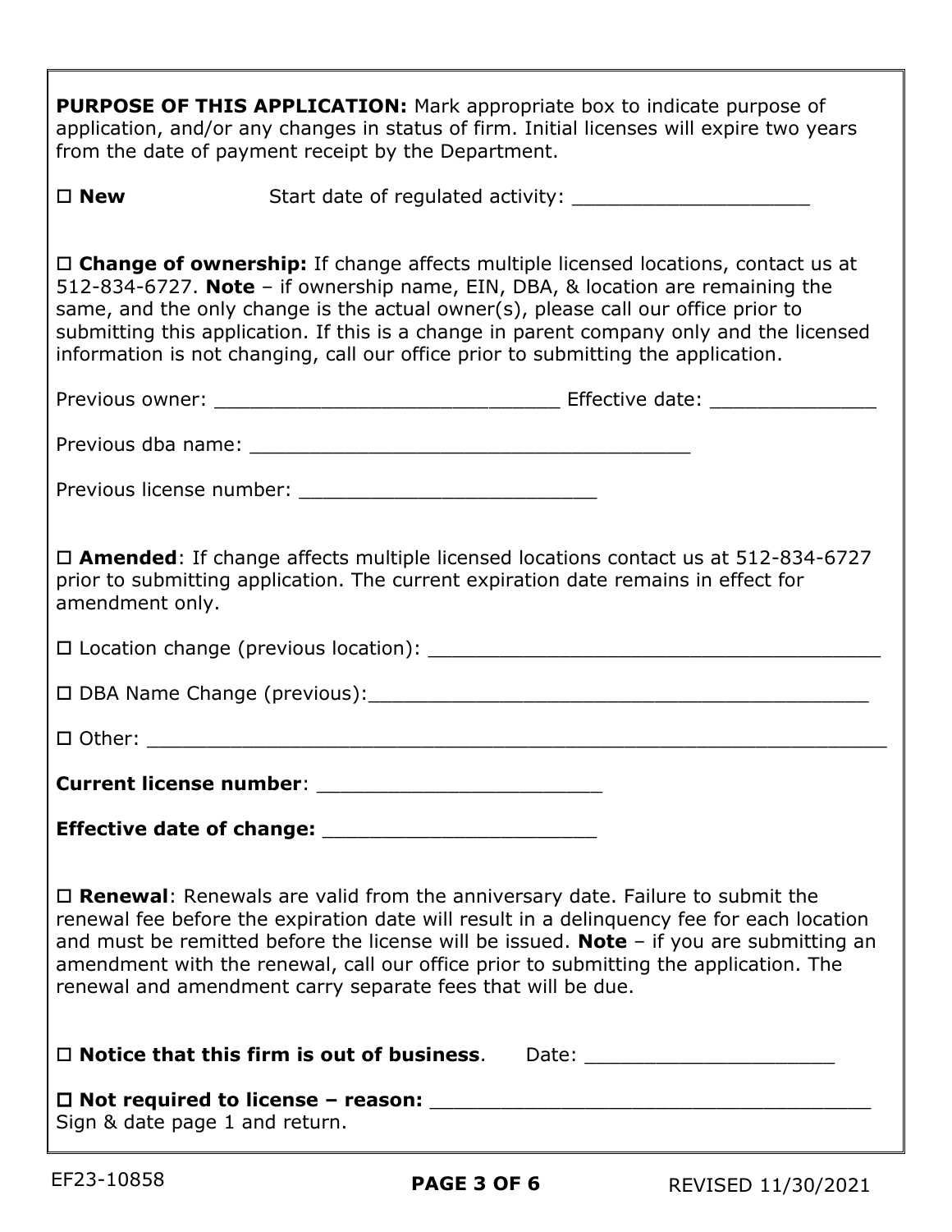**PURPOSE OF THIS APPLICATION:** Mark appropriate box to indicate purpose of application, and/or any changes in status of firm. Initial licenses will expire two years from the date of payment receipt by the Department.

☐ **New** Start date of regulated activity: ____________________

☐ **Change of ownership:** If change affects multiple licensed locations, contact us at 512-834-6727. **Note** – if ownership name, EIN, DBA, & location are remaining the same, and the only change is the actual owner(s), please call our office prior to submitting this application. If this is a change in parent company only and the licensed information is not changing, call our office prior to submitting the application.

Previous owner: ______________________________ Effective date: ______________

Previous dba name: ______________________________________

Previous license number: _________________________

☐ **Amended**: If change affects multiple licensed locations contact us at 512-834-6727 prior to submitting application. The current expiration date remains in effect for amendment only.

☐ Location change (previous location): _______________________________________

☐ DBA Name Change (previous):___________________________________________

☐ Other: _____________________________________________________________

**Current license number**: _______________________

**Effective date of change:** ______________________

☐ **Renewal**: Renewals are valid from the anniversary date. Failure to submit the renewal fee before the expiration date will result in a delinquency fee for each location and must be remitted before the license will be issued. **Note** – if you are submitting an amendment with the renewal, call our office prior to submitting the application. The renewal and amendment carry separate fees that will be due.

☐ **Notice that this firm is out of business**. Date: _____________________

☐ **Not required to license – reason:** _____________________________________
Sign & date page 1 and return.

EF23-10858 REVISED 11/30/2021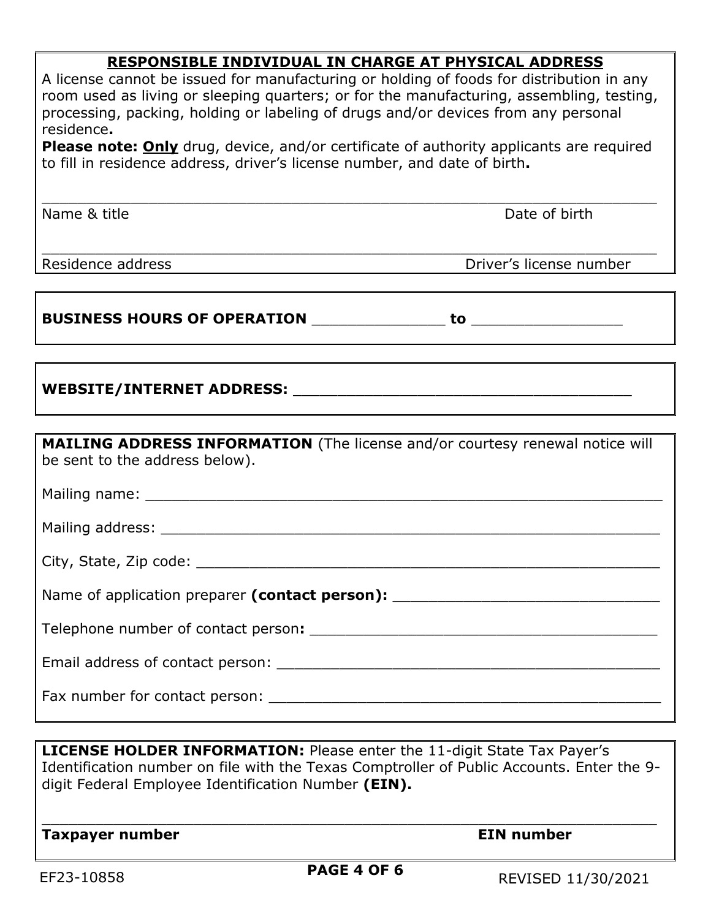## RESPONSIBLE INDIVIDUAL IN CHARGE AT PHYSICAL ADDRESS

A license cannot be issued for manufacturing or holding of foods for distribution in any room used as living or sleeping quarters; or for the manufacturing, assembling, testing, processing, packing, holding or labeling of drugs and/or devices from any personal residence**.**

**Please note: <u>Only</u>** drug, device, and/or certificate of authority applicants are required to fill in residence address, driver's license number, and date of birth**.**

_______________________________________________________________________

Name & title                                                                                   Date of birth

_______________________________________________________________________

Residence address                                                                   Driver's license number

**BUSINESS HOURS OF OPERATION** _______________ **to** _________________

**WEBSITE/INTERNET ADDRESS:** ________________________________________

**MAILING ADDRESS INFORMATION** (The license and/or courtesy renewal notice will be sent to the address below).

Mailing name: ____________________________________________________________

Mailing address: __________________________________________________________

City, State, Zip code: _______________________________________________________

Name of application preparer **(contact person):** ________________________________

Telephone number of contact person**:** _________________________________________

Email address of contact person: _____________________________________________

Fax number for contact person: ______________________________________________

**LICENSE HOLDER INFORMATION:** Please enter the 11-digit State Tax Payer's Identification number on file with the Texas Comptroller of Public Accounts. Enter the 9-digit Federal Employee Identification Number **(EIN).**

_______________________________________________________________________

**Taxpayer number**                                                                     **EIN number**

EF23-10858                                                                                    REVISED 11/30/2021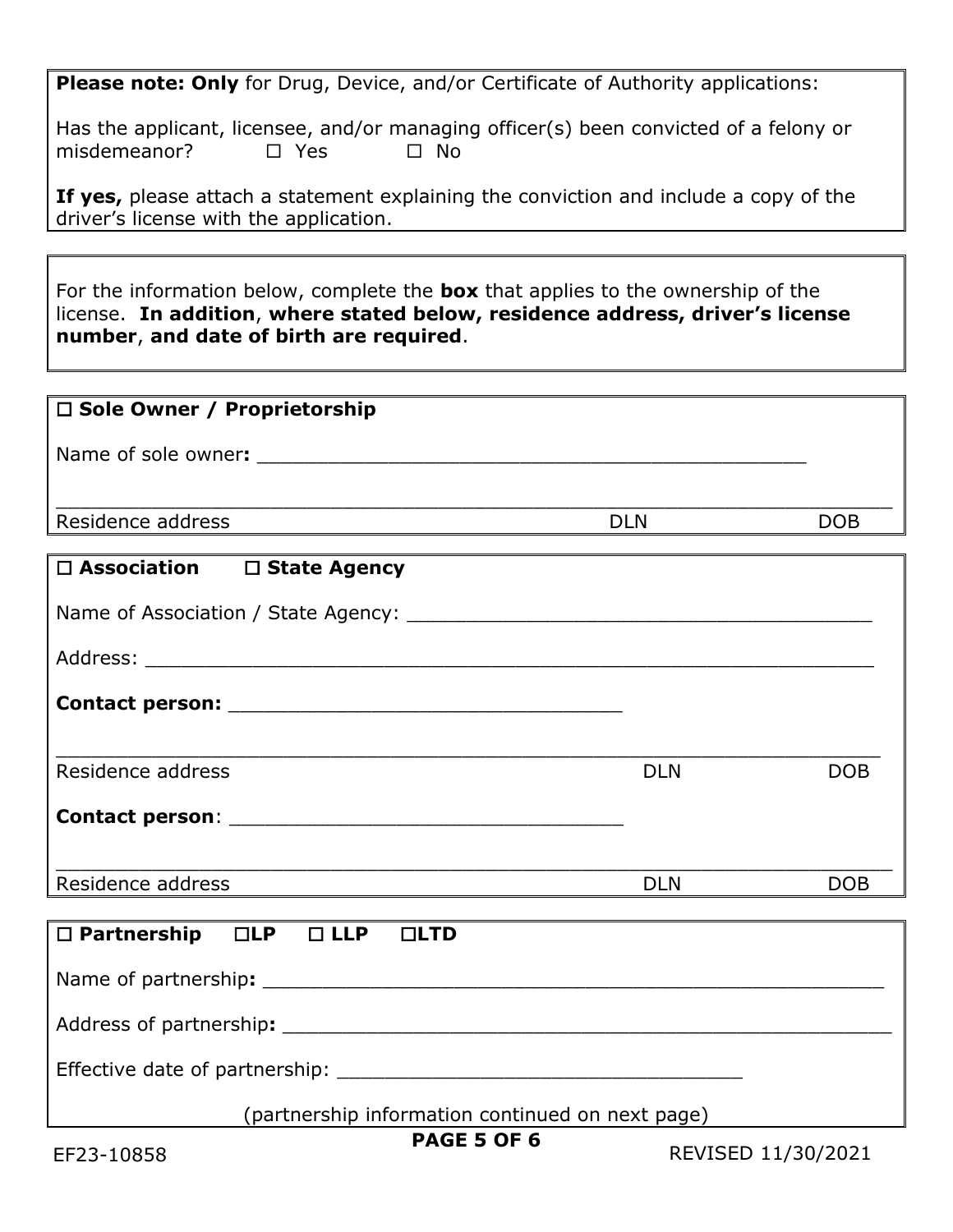**Please note: Only** for Drug, Device, and/or Certificate of Authority applications:

Has the applicant, licensee, and/or managing officer(s) been convicted of a felony or misdemeanor? ☐ Yes ☐ No

**If yes,** please attach a statement explaining the conviction and include a copy of the driver's license with the application.

---

For the information below, complete the **box** that applies to the ownership of the license. **In addition**, **where stated below, residence address, driver's license number**, **and date of birth are required**.

---

☐ **Sole Owner / Proprietorship**

Name of sole owner**:** ______________________________________________

_______________________________________________________________

Residence address DLN DOB

---

☐ **Association** ☐ **State Agency**

Name of Association / State Agency: ___________________________________

Address: _______________________________________________________

**Contact person:** ________________________________

_______________________________________________________________

Residence address DLN DOB

**Contact person**: ________________________________

_______________________________________________________________

Residence address DLN DOB

---

☐ **Partnership** ☐**LP** ☐ **LLP** ☐**LTD**

Name of partnership**:** ___________________________________________________

Address of partnership**:** _________________________________________________

Effective date of partnership: __________________________________

(partnership information continued on next page)

EF23-10858 REVISED 11/30/2021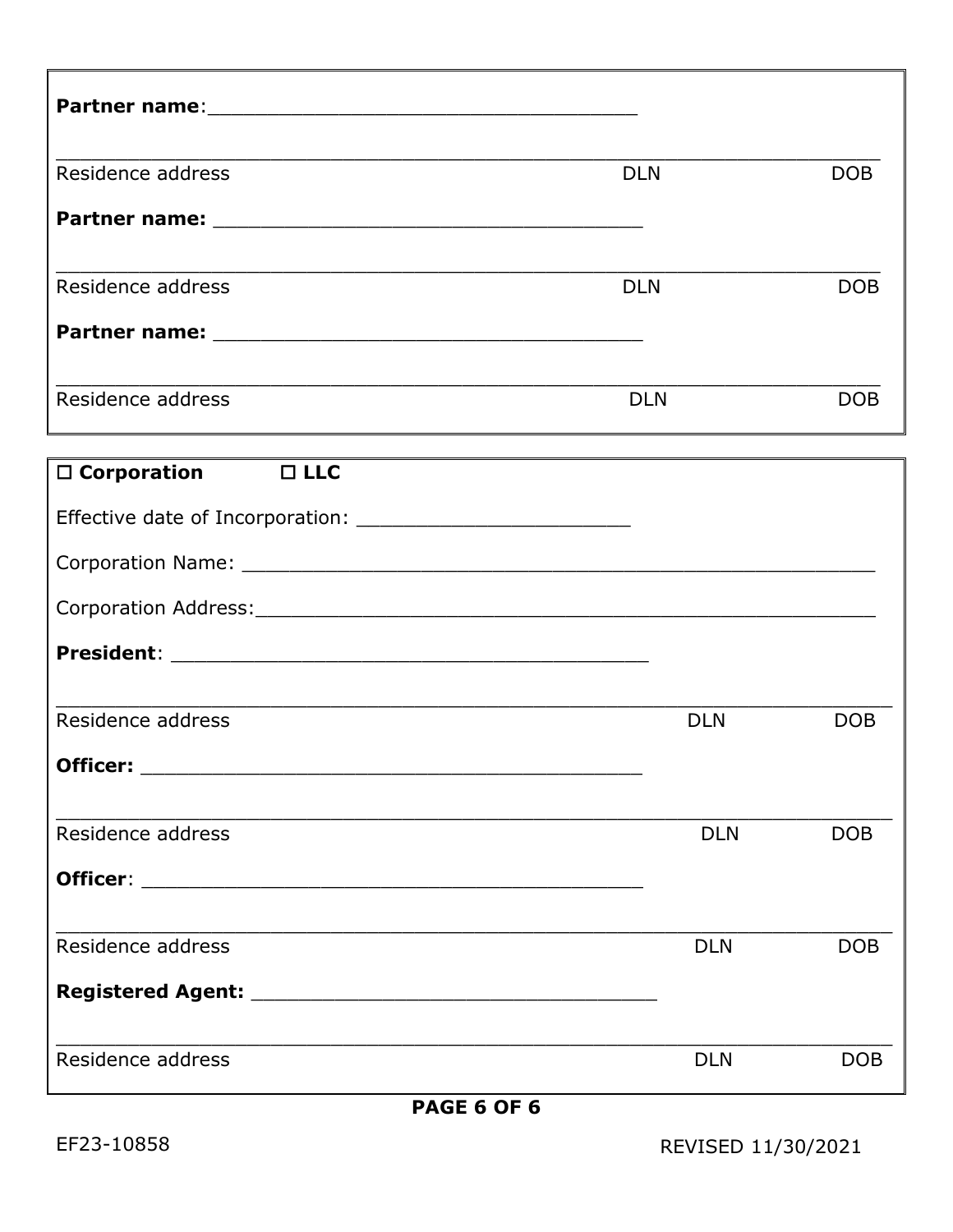**Partner name**:___________________________________

_________________________________________________________________

Residence address                                                    DLN                    DOB

**Partner name:** ___________________________________

_________________________________________________________________

Residence address                                                    DLN                    DOB

**Partner name:** ___________________________________

_________________________________________________________________

Residence address                                                    DLN                    DOB

---

☐ **Corporation**          ☐ **LLC**

Effective date of Incorporation: ________________________

Corporation Name: _______________________________________________________

Corporation Address:_____________________________________________________

**President**: __________________________________________

_________________________________________________________________

Residence address                                                    DLN                    DOB

**Officer:** ____________________________________________

_________________________________________________________________

Residence address                                                    DLN                    DOB

**Officer**: ____________________________________________

_________________________________________________________________

Residence address                                                    DLN                    DOB

**Registered Agent:** __________________________________

_________________________________________________________________

Residence address                                                    DLN                    DOB

EF23-10858

REVISED 11/30/2021